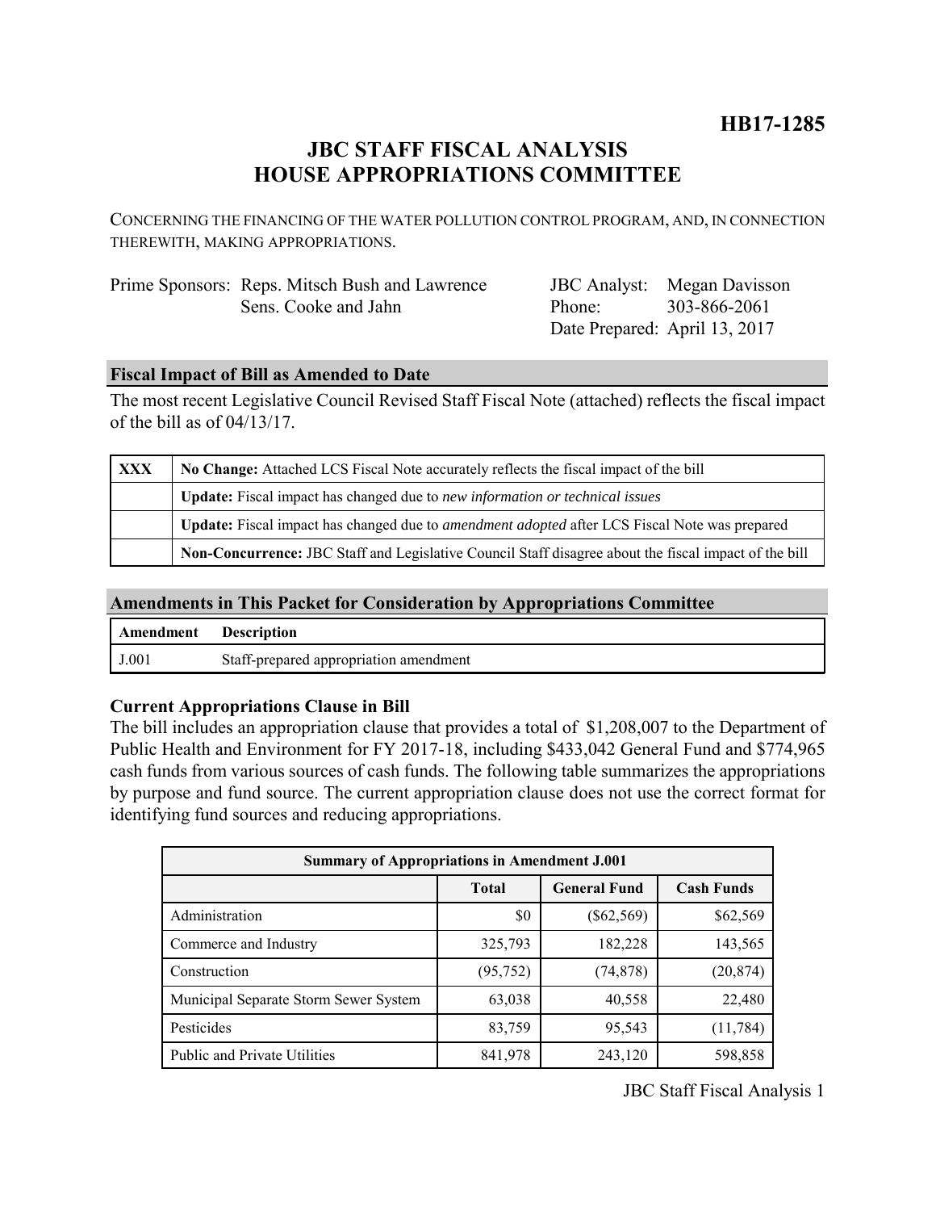**HB17-1285**

# JBC STAFF FISCAL ANALYSIS
# HOUSE APPROPRIATIONS COMMITTEE

CONCERNING THE FINANCING OF THE WATER POLLUTION CONTROL PROGRAM, AND, IN CONNECTION THEREWITH, MAKING APPROPRIATIONS.

Prime Sponsors: Reps. Mitsch Bush and Lawrence
Sens. Cooke and Jahn

JBC Analyst: Megan Davisson
Phone: 303-866-2061
Date Prepared: April 13, 2017

## Fiscal Impact of Bill as Amended to Date

The most recent Legislative Council Revised Staff Fiscal Note (attached) reflects the fiscal impact of the bill as of 04/13/17.

| | |
|---|---|
| XXX | **No Change:** Attached LCS Fiscal Note accurately reflects the fiscal impact of the bill |
| | **Update:** Fiscal impact has changed due to *new information or technical issues* |
| | **Update:** Fiscal impact has changed due to *amendment adopted* after LCS Fiscal Note was prepared |
| | **Non-Concurrence:** JBC Staff and Legislative Council Staff disagree about the fiscal impact of the bill |

## Amendments in This Packet for Consideration by Appropriations Committee

| Amendment | Description |
|---|---|
| J.001 | Staff-prepared appropriation amendment |

### Current Appropriations Clause in Bill

The bill includes an appropriation clause that provides a total of $1,208,007 to the Department of Public Health and Environment for FY 2017-18, including $433,042 General Fund and $774,965 cash funds from various sources of cash funds. The following table summarizes the appropriations by purpose and fund source. The current appropriation clause does not use the correct format for identifying fund sources and reducing appropriations.

| Summary of Appropriations in Amendment J.001 | | | |
|---|---|---|---|
| | Total | General Fund | Cash Funds |
| Administration | $0 | ($62,569) | $62,569 |
| Commerce and Industry | 325,793 | 182,228 | 143,565 |
| Construction | (95,752) | (74,878) | (20,874) |
| Municipal Separate Storm Sewer System | 63,038 | 40,558 | 22,480 |
| Pesticides | 83,759 | 95,543 | (11,784) |
| Public and Private Utilities | 841,978 | 243,120 | 598,858 |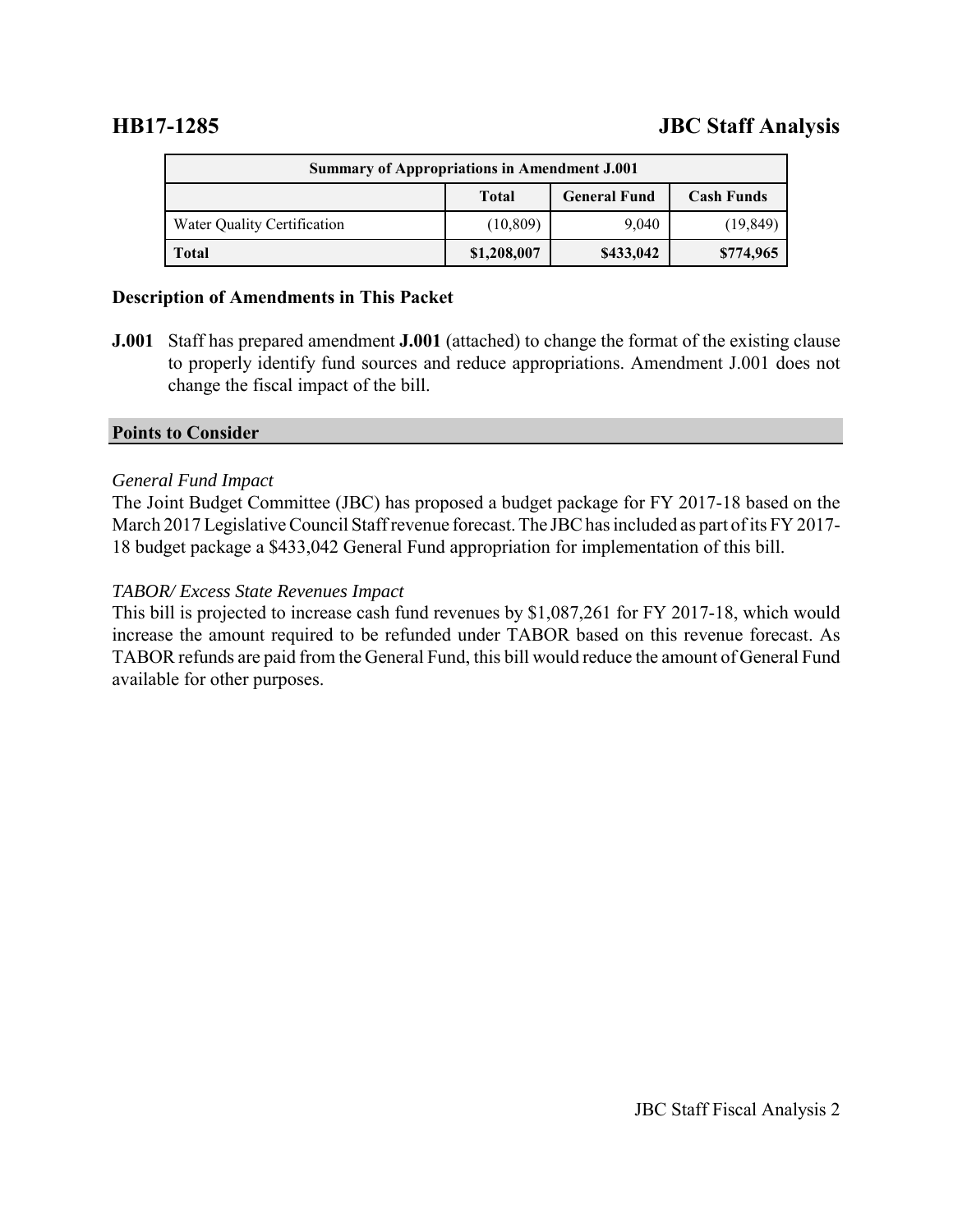## HB17-1285 JBC Staff Analysis

| Summary of Appropriations in Amendment J.001 | | | |
|---|---|---|---|
| | Total | General Fund | Cash Funds |
| Water Quality Certification | (10,809) | 9,040 | (19,849) |
| **Total** | **$1,208,007** | **$433,042** | **$774,965** |

### Description of Amendments in This Packet

**J.001** Staff has prepared amendment **J.001** (attached) to change the format of the existing clause to properly identify fund sources and reduce appropriations. Amendment J.001 does not change the fiscal impact of the bill.

### Points to Consider

*General Fund Impact*

The Joint Budget Committee (JBC) has proposed a budget package for FY 2017-18 based on the March 2017 Legislative Council Staff revenue forecast. The JBC has included as part of its FY 2017-18 budget package a $433,042 General Fund appropriation for implementation of this bill.

*TABOR/ Excess State Revenues Impact*

This bill is projected to increase cash fund revenues by $1,087,261 for FY 2017-18, which would increase the amount required to be refunded under TABOR based on this revenue forecast. As TABOR refunds are paid from the General Fund, this bill would reduce the amount of General Fund available for other purposes.